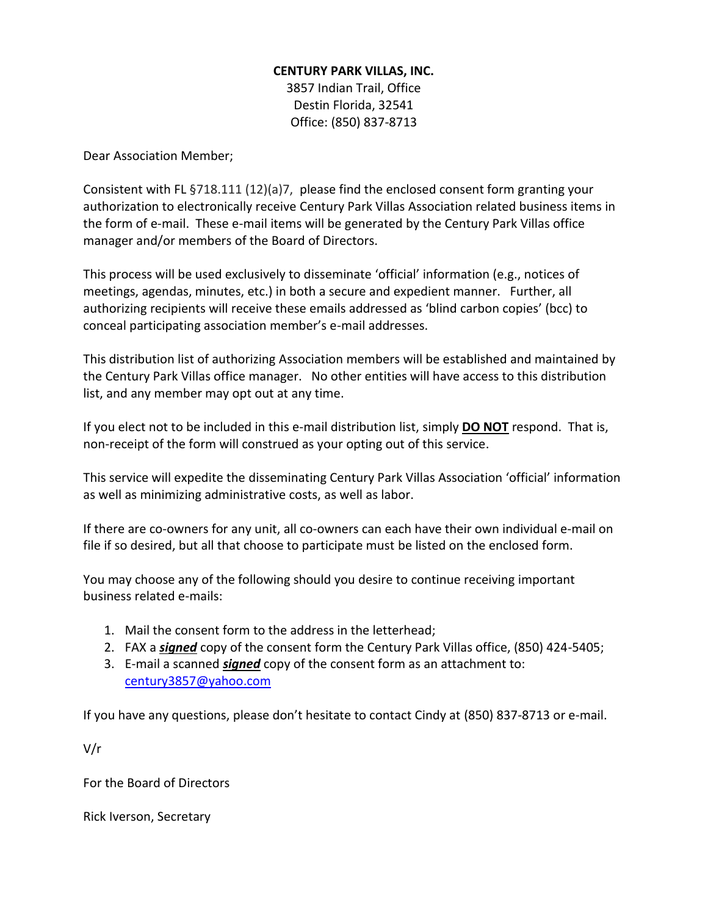**CENTURY PARK VILLAS, INC.**
3857 Indian Trail, Office
Destin Florida, 32541
Office: (850) 837-8713

Dear Association Member;

Consistent with FL §718.111 (12)(a)7, please find the enclosed consent form granting your authorization to electronically receive Century Park Villas Association related business items in the form of e-mail. These e-mail items will be generated by the Century Park Villas office manager and/or members of the Board of Directors.

This process will be used exclusively to disseminate 'official' information (e.g., notices of meetings, agendas, minutes, etc.) in both a secure and expedient manner. Further, all authorizing recipients will receive these emails addressed as 'blind carbon copies' (bcc) to conceal participating association member's e-mail addresses.

This distribution list of authorizing Association members will be established and maintained by the Century Park Villas office manager. No other entities will have access to this distribution list, and any member may opt out at any time.

If you elect not to be included in this e-mail distribution list, simply **<u>DO NOT</u>** respond. That is, non-receipt of the form will construed as your opting out of this service.

This service will expedite the disseminating Century Park Villas Association 'official' information as well as minimizing administrative costs, as well as labor.

If there are co-owners for any unit, all co-owners can each have their own individual e-mail on file if so desired, but all that choose to participate must be listed on the enclosed form.

You may choose any of the following should you desire to continue receiving important business related e-mails:

1. Mail the consent form to the address in the letterhead;
2. FAX a ***<u>signed</u>*** copy of the consent form the Century Park Villas office, (850) 424-5405;
3. E-mail a scanned ***<u>signed</u>*** copy of the consent form as an attachment to: century3857@yahoo.com

If you have any questions, please don't hesitate to contact Cindy at (850) 837-8713 or e-mail.

V/r

For the Board of Directors

Rick Iverson, Secretary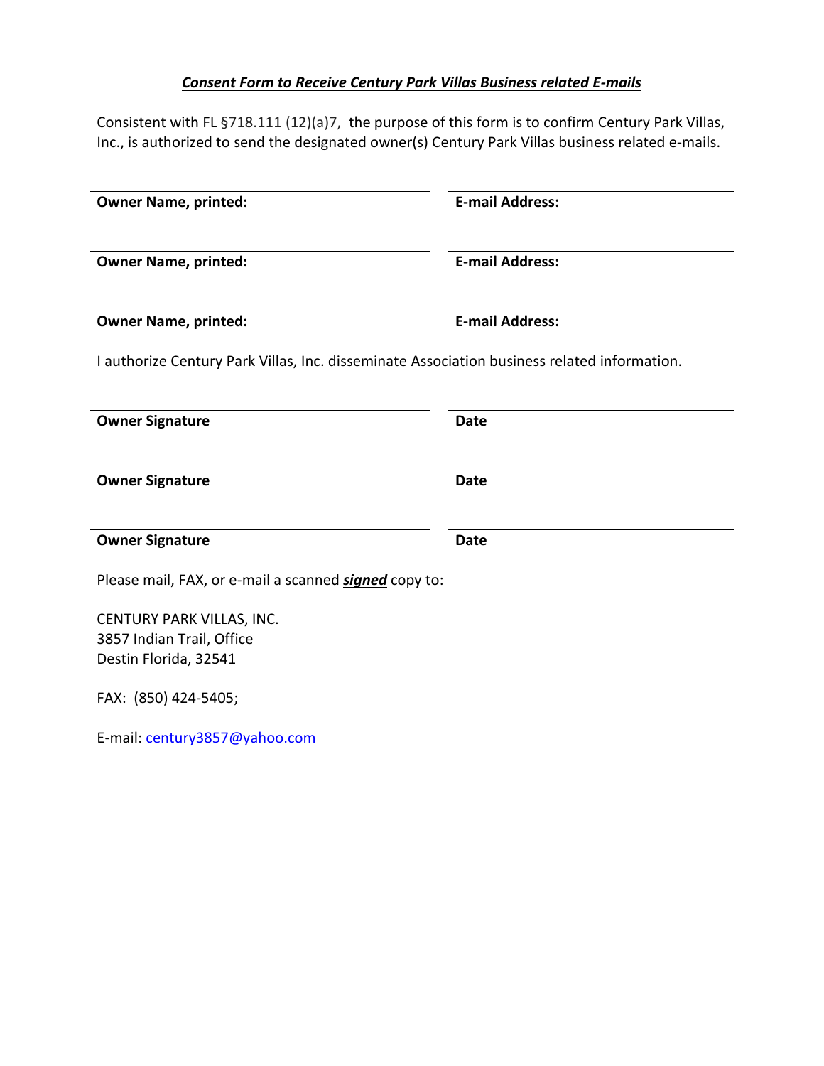***Consent Form to Receive Century Park Villas Business related E-mails***

Consistent with FL §718.111 (12)(a)7, the purpose of this form is to confirm Century Park Villas, Inc., is authorized to send the designated owner(s) Century Park Villas business related e-mails.

| | |
|---|---|
| **Owner Name, printed:** | **E-mail Address:** |
| **Owner Name, printed:** | **E-mail Address:** |
| **Owner Name, printed:** | **E-mail Address:** |

I authorize Century Park Villas, Inc. disseminate Association business related information.

| | |
|---|---|
| **Owner Signature** | **Date** |
| **Owner Signature** | **Date** |
| **Owner Signature** | **Date** |

Please mail, FAX, or e-mail a scanned ***signed*** copy to:

CENTURY PARK VILLAS, INC.
3857 Indian Trail, Office
Destin Florida, 32541

FAX: (850) 424-5405;

E-mail: century3857@yahoo.com